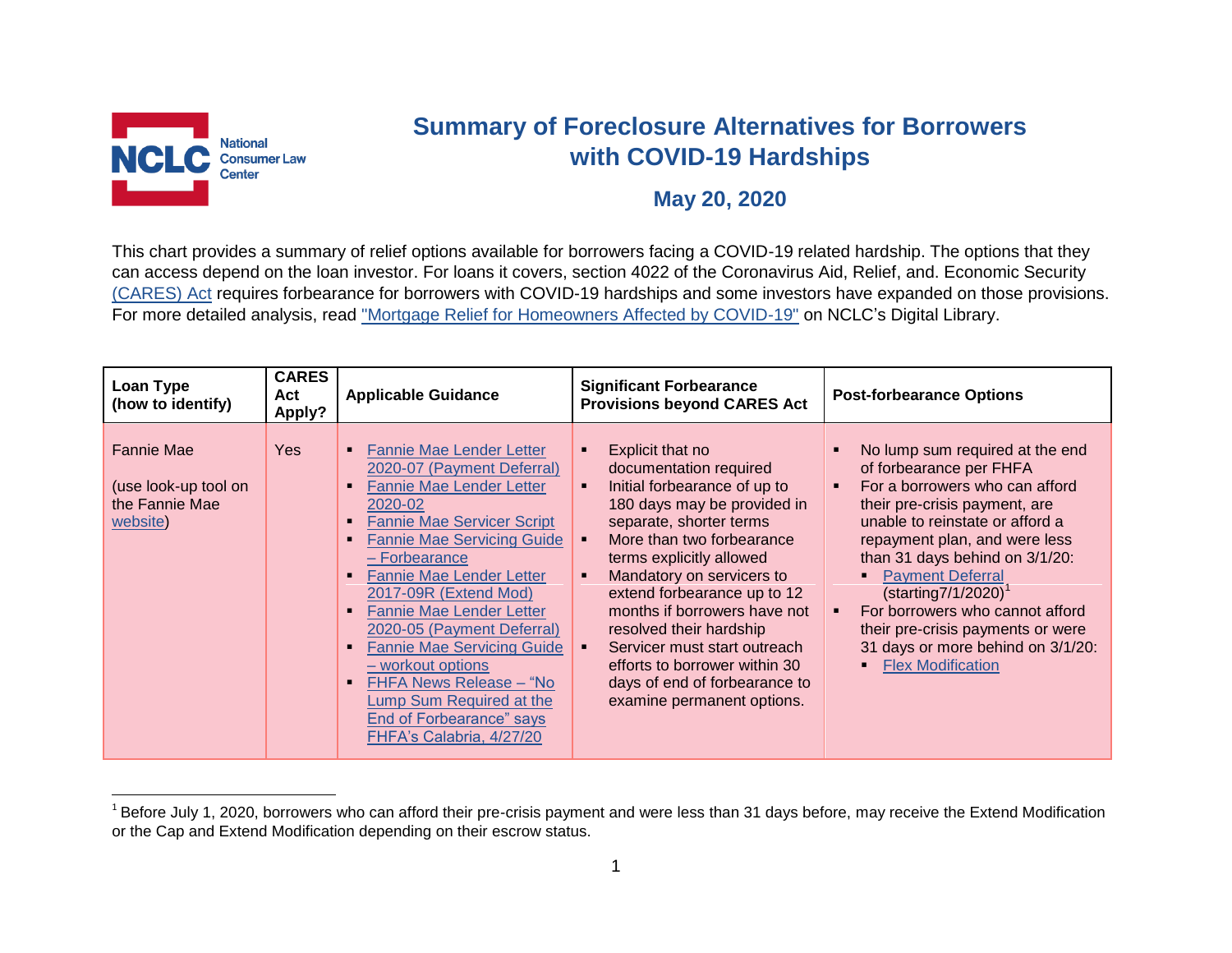# Summary of Foreclosure Alternatives for Borrowers with COVID-19 Hardships

## May 20, 2020

This chart provides a summary of relief options available for borrowers facing a COVID-19 related hardship. The options that they can access depend on the loan investor. For loans it covers, section 4022 of the Coronavirus Aid, Relief, and. Economic Security (CARES) Act requires forbearance for borrowers with COVID-19 hardships and some investors have expanded on those provisions. For more detailed analysis, read "Mortgage Relief for Homeowners Affected by COVID-19" on NCLC's Digital Library.

| Loan Type (how to identify) | CARES Act Apply? | Applicable Guidance | Significant Forbearance Provisions beyond CARES Act | Post-forbearance Options |
|---|---|---|---|---|
| Fannie Mae<br><br>(use look-up tool on the Fannie Mae website) | Yes | ▪ Fannie Mae Lender Letter 2020-07 (Payment Deferral)<br>▪ Fannie Mae Lender Letter 2020-02<br>▪ Fannie Mae Servicer Script<br>▪ Fannie Mae Servicing Guide – Forbearance<br>▪ Fannie Mae Lender Letter 2017-09R (Extend Mod)<br>▪ Fannie Mae Lender Letter 2020-05 (Payment Deferral)<br>▪ Fannie Mae Servicing Guide – workout options<br>▪ FHFA News Release – "No Lump Sum Required at the End of Forbearance" says FHFA's Calabria, 4/27/20 | ▪ Explicit that no documentation required<br>▪ Initial forbearance of up to 180 days may be provided in separate, shorter terms<br>▪ More than two forbearance terms explicitly allowed<br>▪ Mandatory on servicers to extend forbearance up to 12 months if borrowers have not resolved their hardship<br>▪ Servicer must start outreach efforts to borrower within 30 days of end of forbearance to examine permanent options. | ▪ No lump sum required at the end of forbearance per FHFA<br>▪ For a borrowers who can afford their pre-crisis payment, are unable to reinstate or afford a repayment plan, and were less than 31 days behind on 3/1/20:<br>&nbsp;&nbsp;▪ Payment Deferral (starting7/1/2020)[1]<br>▪ For borrowers who cannot afford their pre-crisis payments or were 31 days or more behind on 3/1/20:<br>&nbsp;&nbsp;▪ Flex Modification |

[1] Before July 1, 2020, borrowers who can afford their pre-crisis payment and were less than 31 days before, may receive the Extend Modification or the Cap and Extend Modification depending on their escrow status.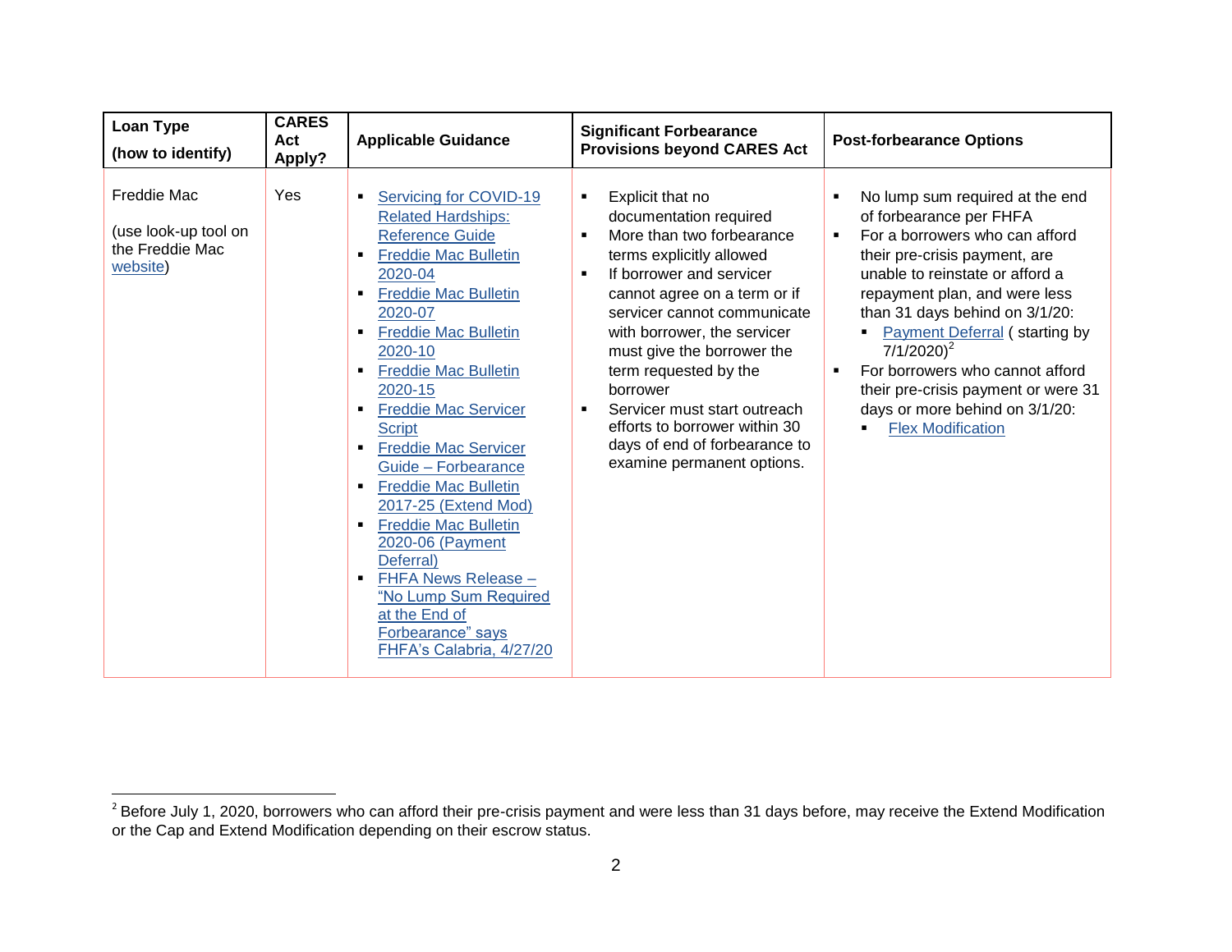| Loan Type (how to identify) | CARES Act Apply? | Applicable Guidance | Significant Forbearance Provisions beyond CARES Act | Post-forbearance Options |
|---|---|---|---|---|
| Freddie Mac<br><br>(use look-up tool on the Freddie Mac website) | Yes | ▪ Servicing for COVID-19 Related Hardships: Reference Guide<br>▪ Freddie Mac Bulletin 2020-04<br>▪ Freddie Mac Bulletin 2020-07<br>▪ Freddie Mac Bulletin 2020-10<br>▪ Freddie Mac Bulletin 2020-15<br>▪ Freddie Mac Servicer Script<br>▪ Freddie Mac Servicer Guide – Forbearance<br>▪ Freddie Mac Bulletin 2017-25 (Extend Mod)<br>▪ Freddie Mac Bulletin 2020-06 (Payment Deferral)<br>▪ FHFA News Release – "No Lump Sum Required at the End of Forbearance" says FHFA's Calabria, 4/27/20 | ▪ Explicit that no documentation required<br>▪ More than two forbearance terms explicitly allowed<br>▪ If borrower and servicer cannot agree on a term or if servicer cannot communicate with borrower, the servicer must give the borrower the term requested by the borrower<br>▪ Servicer must start outreach efforts to borrower within 30 days of end of forbearance to examine permanent options. | ▪ No lump sum required at the end of forbearance per FHFA<br>▪ For a borrowers who can afford their pre-crisis payment, are unable to reinstate or afford a repayment plan, and were less than 31 days behind on 3/1/20:<br>&nbsp;&nbsp;▪ Payment Deferral ( starting by 7/1/2020)[2]<br>▪ For borrowers who cannot afford their pre-crisis payment or were 31 days or more behind on 3/1/20:<br>&nbsp;&nbsp;▪ Flex Modification |

[2] Before July 1, 2020, borrowers who can afford their pre-crisis payment and were less than 31 days before, may receive the Extend Modification or the Cap and Extend Modification depending on their escrow status.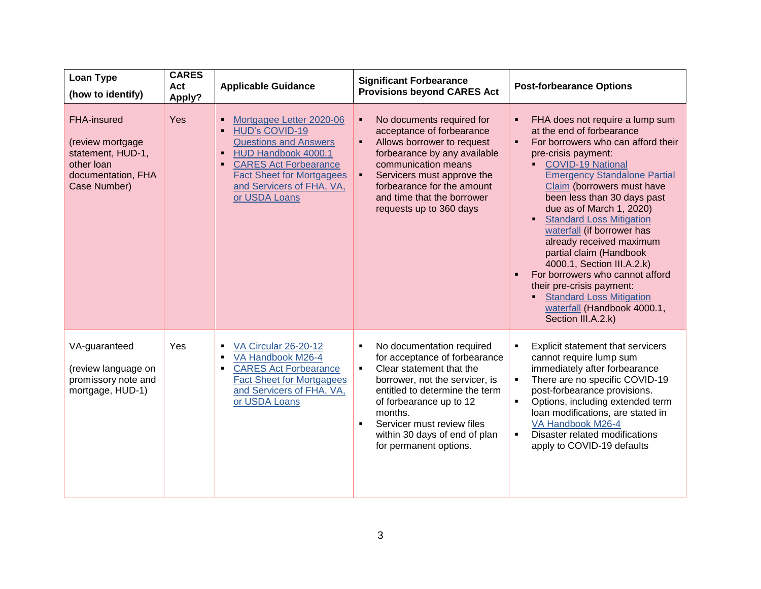| Loan Type (how to identify) | CARES Act Apply? | Applicable Guidance | Significant Forbearance Provisions beyond CARES Act | Post-forbearance Options |
|---|---|---|---|---|
| FHA-insured<br><br>(review mortgage statement, HUD-1, other loan documentation, FHA Case Number) | Yes | ▪ Mortgagee Letter 2020-06<br>▪ HUD's COVID-19 Questions and Answers<br>▪ HUD Handbook 4000.1<br>▪ CARES Act Forbearance Fact Sheet for Mortgagees and Servicers of FHA, VA, or USDA Loans | ▪ No documents required for acceptance of forbearance<br>▪ Allows borrower to request forbearance by any available communication means<br>▪ Servicers must approve the forbearance for the amount and time that the borrower requests up to 360 days | ▪ FHA does not require a lump sum at the end of forbearance<br>▪ For borrowers who can afford their pre-crisis payment:<br>  ▪ COVID-19 National Emergency Standalone Partial Claim (borrowers must have been less than 30 days past due as of March 1, 2020)<br>  ▪ Standard Loss Mitigation waterfall (if borrower has already received maximum partial claim (Handbook 4000.1, Section III.A.2.k)<br>▪ For borrowers who cannot afford their pre-crisis payment:<br>  ▪ Standard Loss Mitigation waterfall (Handbook 4000.1, Section III.A.2.k) |
| VA-guaranteed<br><br>(review language on promissory note and mortgage, HUD-1) | Yes | ▪ VA Circular 26-20-12<br>▪ VA Handbook M26-4<br>▪ CARES Act Forbearance Fact Sheet for Mortgagees and Servicers of FHA, VA, or USDA Loans | ▪ No documentation required for acceptance of forbearance<br>▪ Clear statement that the borrower, not the servicer, is entitled to determine the term of forbearance up to 12 months.<br>▪ Servicer must review files within 30 days of end of plan for permanent options. | ▪ Explicit statement that servicers cannot require lump sum immediately after forbearance<br>▪ There are no specific COVID-19 post-forbearance provisions.<br>▪ Options, including extended term loan modifications, are stated in VA Handbook M26-4<br>▪ Disaster related modifications apply to COVID-19 defaults |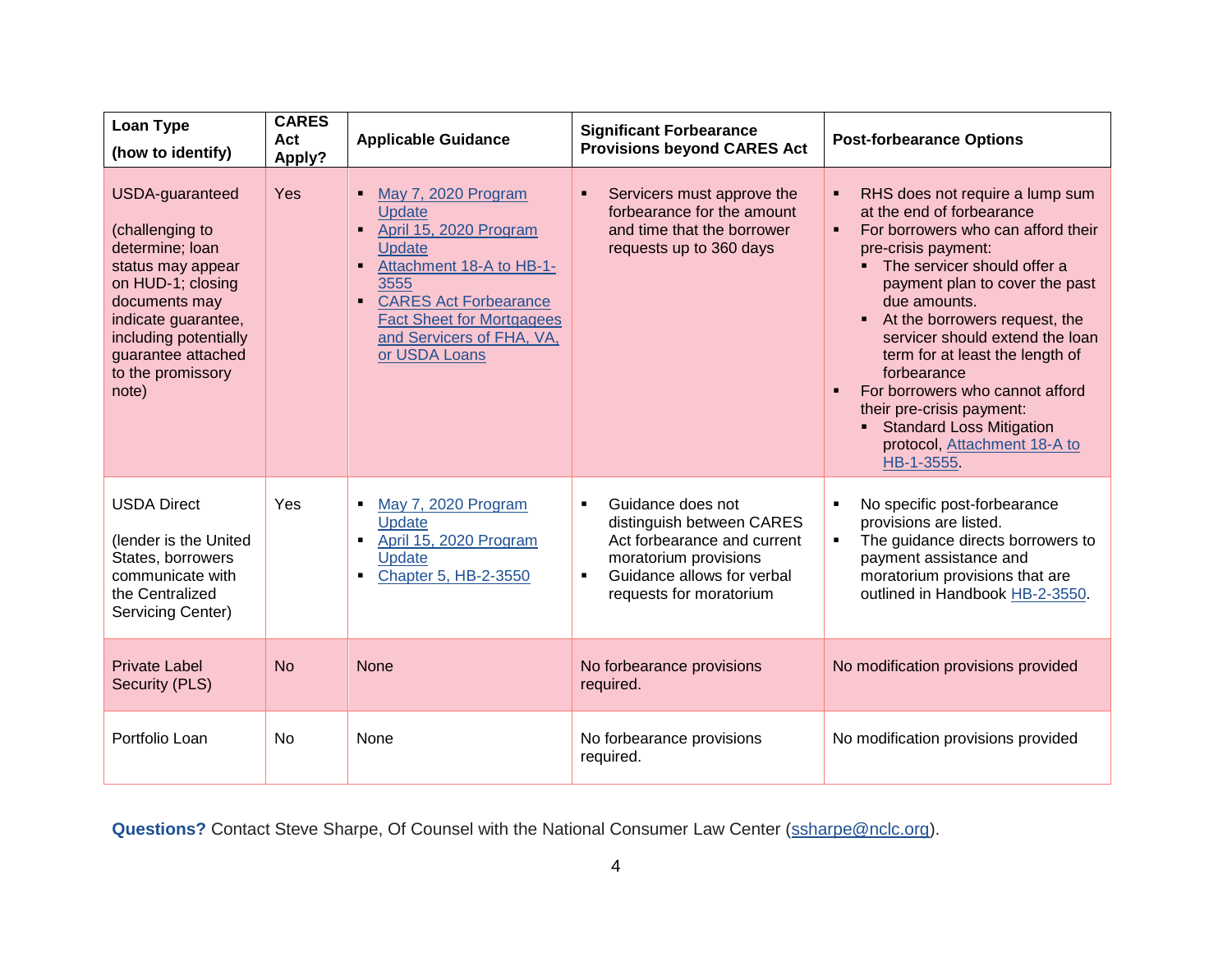| Loan Type (how to identify) | CARES Act Apply? | Applicable Guidance | Significant Forbearance Provisions beyond CARES Act | Post-forbearance Options |
|---|---|---|---|---|
| USDA-guaranteed<br><br>(challenging to determine; loan status may appear on HUD-1; closing documents may indicate guarantee, including potentially guarantee attached to the promissory note) | Yes | ▪ May 7, 2020 Program Update<br>▪ April 15, 2020 Program Update<br>▪ Attachment 18-A to HB-1-3555<br>▪ CARES Act Forbearance Fact Sheet for Mortgagees and Servicers of FHA, VA, or USDA Loans | ▪ Servicers must approve the forbearance for the amount and time that the borrower requests up to 360 days | ▪ RHS does not require a lump sum at the end of forbearance<br>▪ For borrowers who can afford their pre-crisis payment:<br>  ▪ The servicer should offer a payment plan to cover the past due amounts.<br>  ▪ At the borrowers request, the servicer should extend the loan term for at least the length of forbearance<br>▪ For borrowers who cannot afford their pre-crisis payment:<br>  ▪ Standard Loss Mitigation protocol, Attachment 18-A to HB-1-3555. |
| USDA Direct<br><br>(lender is the United States, borrowers communicate with the Centralized Servicing Center) | Yes | ▪ May 7, 2020 Program Update<br>▪ April 15, 2020 Program Update<br>▪ Chapter 5, HB-2-3550 | ▪ Guidance does not distinguish between CARES Act forbearance and current moratorium provisions<br>▪ Guidance allows for verbal requests for moratorium | ▪ No specific post-forbearance provisions are listed.<br>▪ The guidance directs borrowers to payment assistance and moratorium provisions that are outlined in Handbook HB-2-3550. |
| Private Label Security (PLS) | No | None | No forbearance provisions required. | No modification provisions provided |
| Portfolio Loan | No | None | No forbearance provisions required. | No modification provisions provided |

**Questions?** Contact Steve Sharpe, Of Counsel with the National Consumer Law Center (ssharpe@nclc.org).